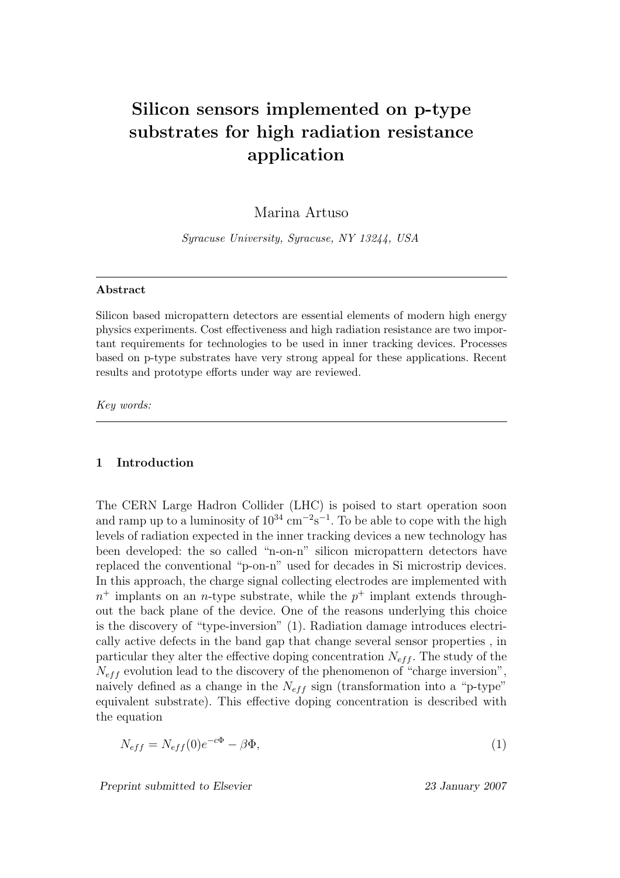# Silicon sensors implemented on p-type substrates for high radiation resistance application

Marina Artuso

*Syracuse University, Syracuse, NY 13244, USA*

---

**Abstract**

Silicon based micropattern detectors are essential elements of modern high energy physics experiments. Cost effectiveness and high radiation resistance are two important requirements for technologies to be used in inner tracking devices. Processes based on p-type substrates have very strong appeal for these applications. Recent results and prototype efforts under way are reviewed.

*Key words:*

---

## 1 Introduction

The CERN Large Hadron Collider (LHC) is poised to start operation soon and ramp up to a luminosity of $10^{34}$ cm$^{-2}$s$^{-1}$. To be able to cope with the high levels of radiation expected in the inner tracking devices a new technology has been developed: the so called "n-on-n" silicon micropattern detectors have replaced the conventional "p-on-n" used for decades in Si microstrip devices. In this approach, the charge signal collecting electrodes are implemented with $n^+$ implants on an $n$-type substrate, while the $p^+$ implant extends throughout the back plane of the device. One of the reasons underlying this choice is the discovery of "type-inversion" (1). Radiation damage introduces electrically active defects in the band gap that change several sensor properties , in particular they alter the effective doping concentration $N_{eff}$. The study of the $N_{eff}$ evolution lead to the discovery of the phenomenon of "charge inversion", naively defined as a change in the $N_{eff}$ sign (transformation into a "p-type" equivalent substrate). This effective doping concentration is described with the equation

$$N_{eff} = N_{eff}(0)e^{-c\Phi} - \beta\Phi, \tag{1}$$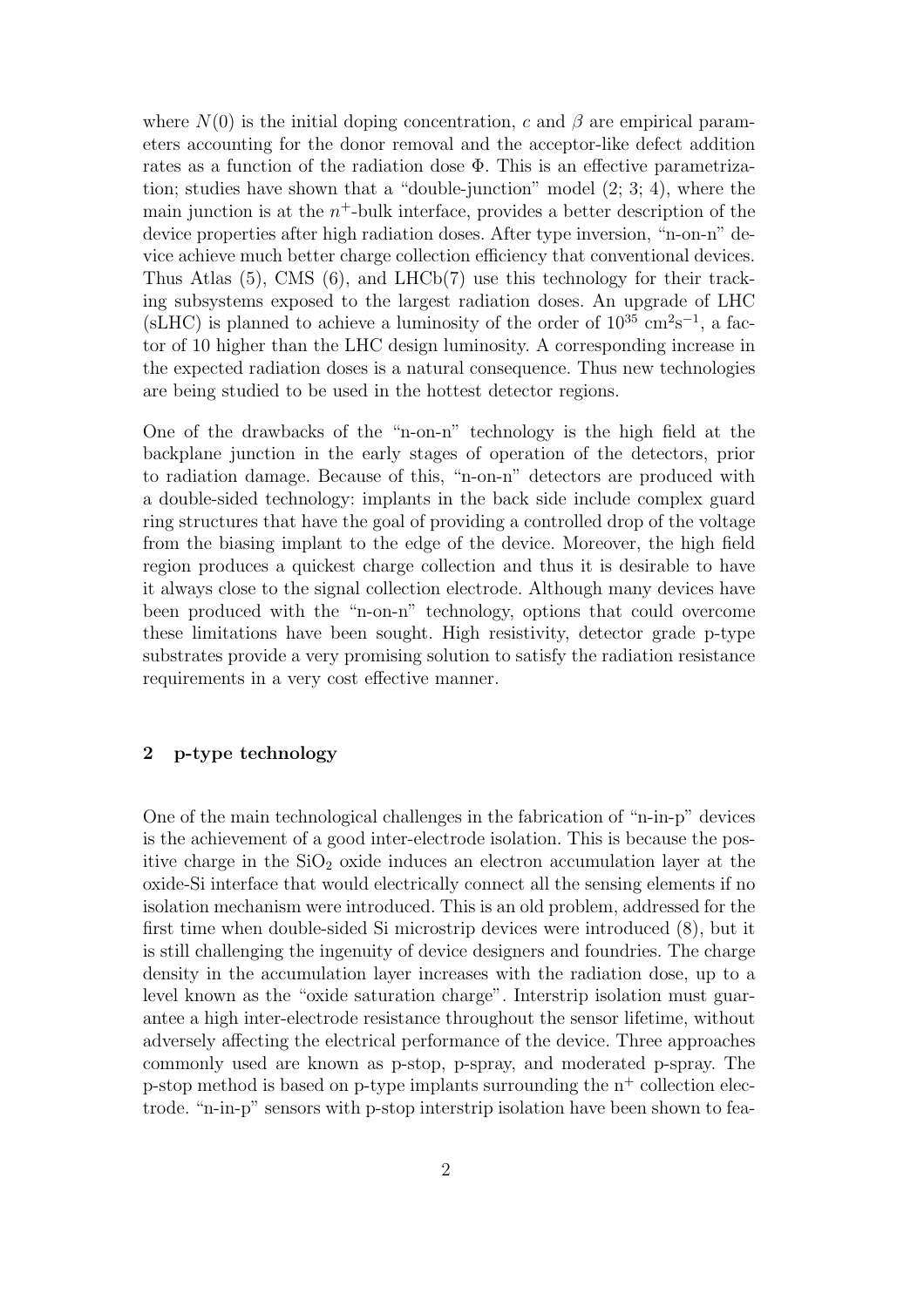where $N(0)$ is the initial doping concentration, $c$ and $\beta$ are empirical parameters accounting for the donor removal and the acceptor-like defect addition rates as a function of the radiation dose $\Phi$. This is an effective parametrization; studies have shown that a "double-junction" model (2; 3; 4), where the main junction is at the $n^+$-bulk interface, provides a better description of the device properties after high radiation doses. After type inversion, "n-on-n" device achieve much better charge collection efficiency that conventional devices. Thus Atlas (5), CMS (6), and LHCb(7) use this technology for their tracking subsystems exposed to the largest radiation doses. An upgrade of LHC (sLHC) is planned to achieve a luminosity of the order of $10^{35}$ cm$^2$s$^{-1}$, a factor of 10 higher than the LHC design luminosity. A corresponding increase in the expected radiation doses is a natural consequence. Thus new technologies are being studied to be used in the hottest detector regions.

One of the drawbacks of the "n-on-n" technology is the high field at the backplane junction in the early stages of operation of the detectors, prior to radiation damage. Because of this, "n-on-n" detectors are produced with a double-sided technology: implants in the back side include complex guard ring structures that have the goal of providing a controlled drop of the voltage from the biasing implant to the edge of the device. Moreover, the high field region produces a quickest charge collection and thus it is desirable to have it always close to the signal collection electrode. Although many devices have been produced with the "n-on-n" technology, options that could overcome these limitations have been sought. High resistivity, detector grade p-type substrates provide a very promising solution to satisfy the radiation resistance requirements in a very cost effective manner.

## 2 p-type technology

One of the main technological challenges in the fabrication of "n-in-p" devices is the achievement of a good inter-electrode isolation. This is because the positive charge in the $SiO_2$ oxide induces an electron accumulation layer at the oxide-Si interface that would electrically connect all the sensing elements if no isolation mechanism were introduced. This is an old problem, addressed for the first time when double-sided Si microstrip devices were introduced (8), but it is still challenging the ingenuity of device designers and foundries. The charge density in the accumulation layer increases with the radiation dose, up to a level known as the "oxide saturation charge". Interstrip isolation must guarantee a high inter-electrode resistance throughout the sensor lifetime, without adversely affecting the electrical performance of the device. Three approaches commonly used are known as p-stop, p-spray, and moderated p-spray. The p-stop method is based on p-type implants surrounding the $n^+$ collection electrode. "n-in-p" sensors with p-stop interstrip isolation have been shown to fea-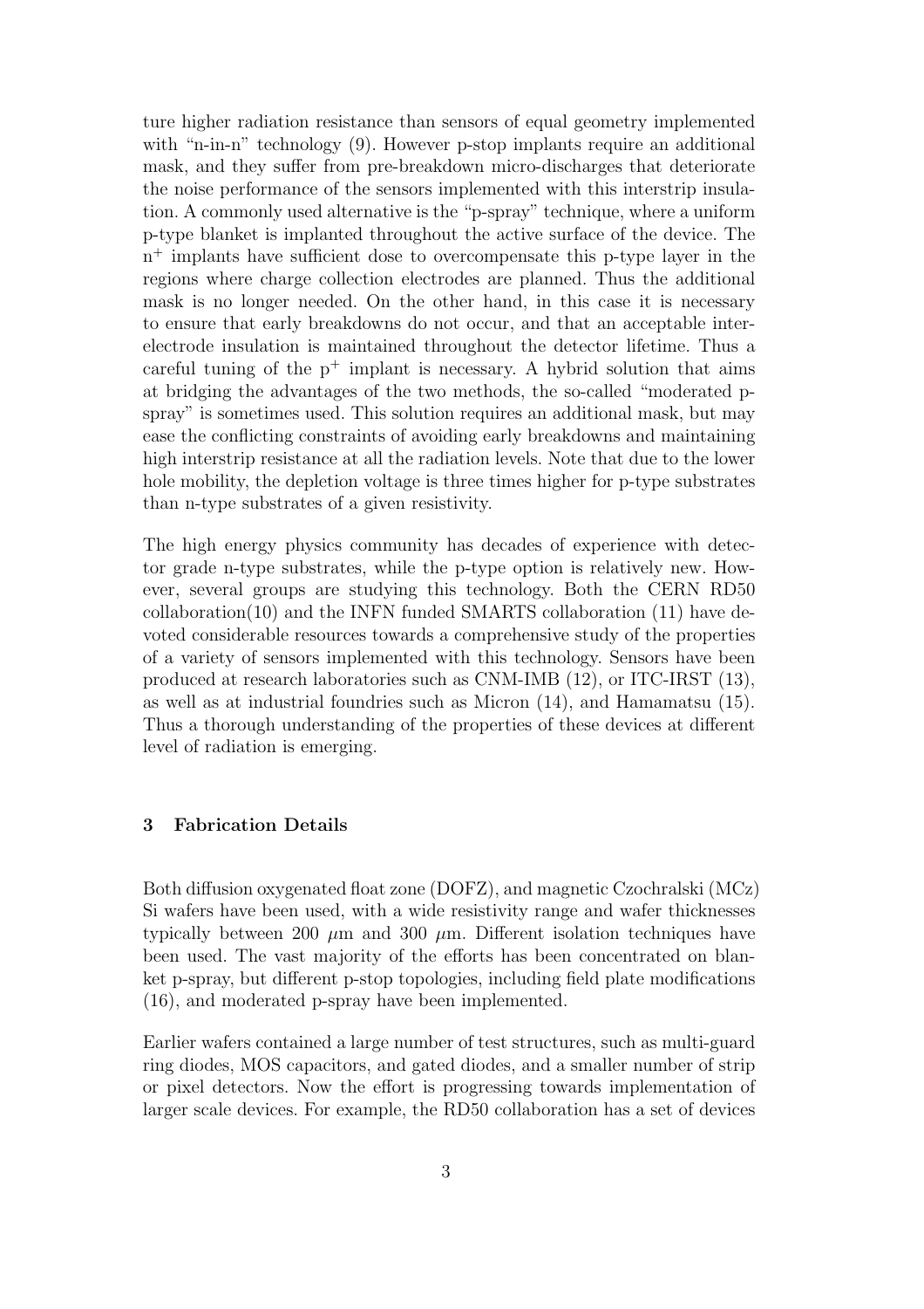ture higher radiation resistance than sensors of equal geometry implemented with "n-in-n" technology (9). However p-stop implants require an additional mask, and they suffer from pre-breakdown micro-discharges that deteriorate the noise performance of the sensors implemented with this interstrip insulation. A commonly used alternative is the "p-spray" technique, where a uniform p-type blanket is implanted throughout the active surface of the device. The $n^+$ implants have sufficient dose to overcompensate this p-type layer in the regions where charge collection electrodes are planned. Thus the additional mask is no longer needed. On the other hand, in this case it is necessary to ensure that early breakdowns do not occur, and that an acceptable inter-electrode insulation is maintained throughout the detector lifetime. Thus a careful tuning of the $p^+$ implant is necessary. A hybrid solution that aims at bridging the advantages of the two methods, the so-called "moderated p-spray" is sometimes used. This solution requires an additional mask, but may ease the conflicting constraints of avoiding early breakdowns and maintaining high interstrip resistance at all the radiation levels. Note that due to the lower hole mobility, the depletion voltage is three times higher for p-type substrates than n-type substrates of a given resistivity.

The high energy physics community has decades of experience with detector grade n-type substrates, while the p-type option is relatively new. However, several groups are studying this technology. Both the CERN RD50 collaboration(10) and the INFN funded SMARTS collaboration (11) have devoted considerable resources towards a comprehensive study of the properties of a variety of sensors implemented with this technology. Sensors have been produced at research laboratories such as CNM-IMB (12), or ITC-IRST (13), as well as at industrial foundries such as Micron (14), and Hamamatsu (15). Thus a thorough understanding of the properties of these devices at different level of radiation is emerging.

## 3 Fabrication Details

Both diffusion oxygenated float zone (DOFZ), and magnetic Czochralski (MCz) Si wafers have been used, with a wide resistivity range and wafer thicknesses typically between 200 $\mu$m and 300 $\mu$m. Different isolation techniques have been used. The vast majority of the efforts has been concentrated on blanket p-spray, but different p-stop topologies, including field plate modifications (16), and moderated p-spray have been implemented.

Earlier wafers contained a large number of test structures, such as multi-guard ring diodes, MOS capacitors, and gated diodes, and a smaller number of strip or pixel detectors. Now the effort is progressing towards implementation of larger scale devices. For example, the RD50 collaboration has a set of devices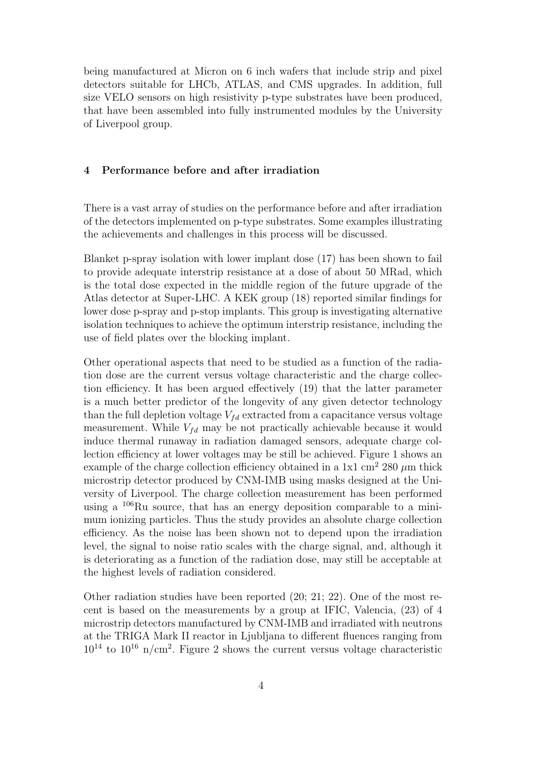being manufactured at Micron on 6 inch wafers that include strip and pixel detectors suitable for LHCb, ATLAS, and CMS upgrades. In addition, full size VELO sensors on high resistivity p-type substrates have been produced, that have been assembled into fully instrumented modules by the University of Liverpool group.

## 4 Performance before and after irradiation

There is a vast array of studies on the performance before and after irradiation of the detectors implemented on p-type substrates. Some examples illustrating the achievements and challenges in this process will be discussed.

Blanket p-spray isolation with lower implant dose (17) has been shown to fail to provide adequate interstrip resistance at a dose of about 50 MRad, which is the total dose expected in the middle region of the future upgrade of the Atlas detector at Super-LHC. A KEK group (18) reported similar findings for lower dose p-spray and p-stop implants. This group is investigating alternative isolation techniques to achieve the optimum interstrip resistance, including the use of field plates over the blocking implant.

Other operational aspects that need to be studied as a function of the radiation dose are the current versus voltage characteristic and the charge collection efficiency. It has been argued effectively (19) that the latter parameter is a much better predictor of the longevity of any given detector technology than the full depletion voltage $V_{fd}$ extracted from a capacitance versus voltage measurement. While $V_{fd}$ may be not practically achievable because it would induce thermal runaway in radiation damaged sensors, adequate charge collection efficiency at lower voltages may be still be achieved. Figure 1 shows an example of the charge collection efficiency obtained in a 1x1 $cm^2$ 280 $\mu$m thick microstrip detector produced by CNM-IMB using masks designed at the University of Liverpool. The charge collection measurement has been performed using a $^{106}$Ru source, that has an energy deposition comparable to a minimum ionizing particles. Thus the study provides an absolute charge collection efficiency. As the noise has been shown not to depend upon the irradiation level, the signal to noise ratio scales with the charge signal, and, although it is deteriorating as a function of the radiation dose, may still be acceptable at the highest levels of radiation considered.

Other radiation studies have been reported (20; 21; 22). One of the most recent is based on the measurements by a group at IFIC, Valencia, (23) of 4 microstrip detectors manufactured by CNM-IMB and irradiated with neutrons at the TRIGA Mark II reactor in Ljubljana to different fluences ranging from $10^{14}$ to $10^{16}$ n/$cm^2$. Figure 2 shows the current versus voltage characteristic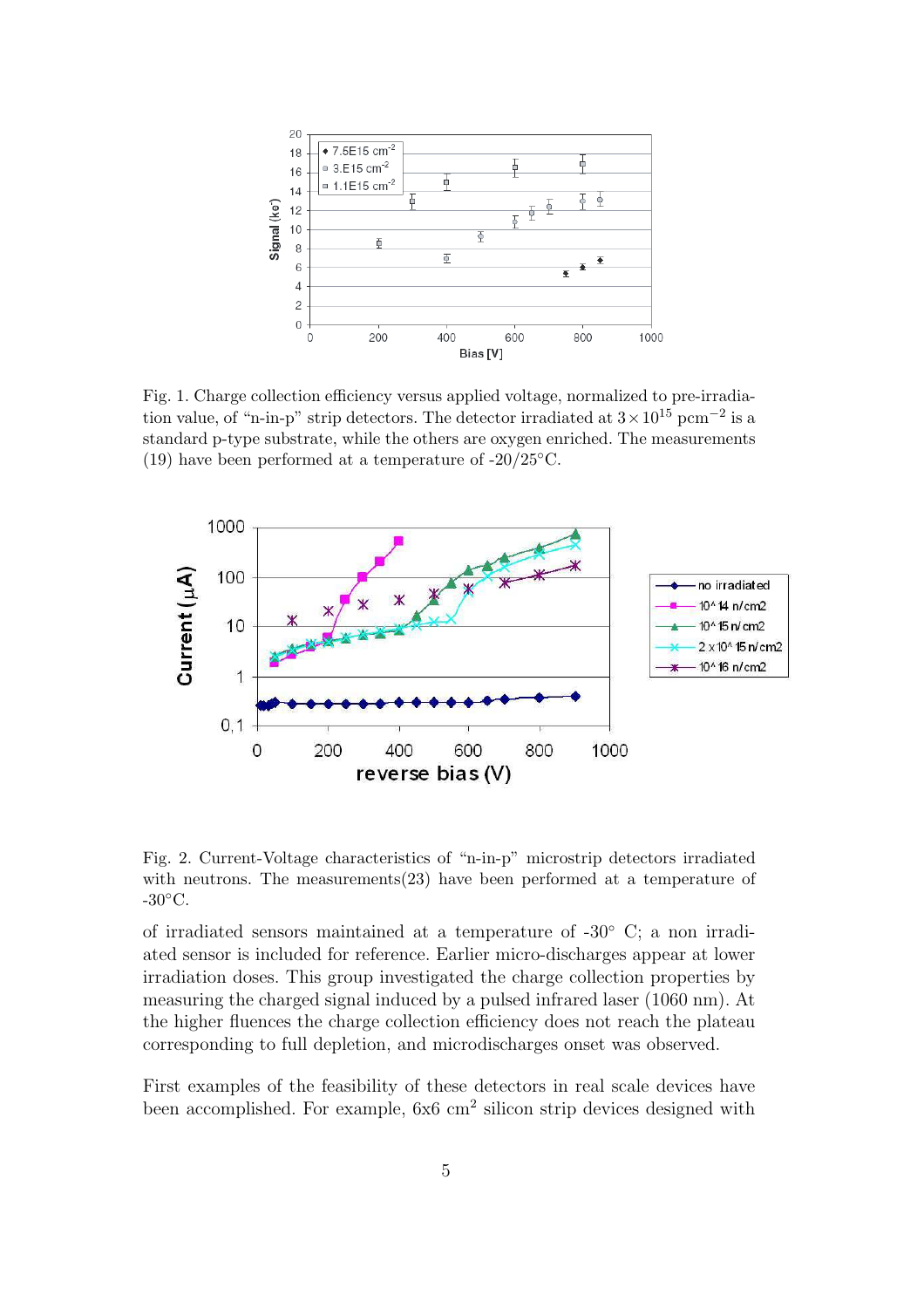Fig. 1. Charge collection efficiency versus applied voltage, normalized to pre-irradiation value, of "n-in-p" strip detectors. The detector irradiated at $3 \times 10^{15}$ pcm$^{-2}$ is a standard p-type substrate, while the others are oxygen enriched. The measurements (19) have been performed at a temperature of -20/25°C.

Fig. 2. Current-Voltage characteristics of "n-in-p" microstrip detectors irradiated with neutrons. The measurements(23) have been performed at a temperature of -30°C.

of irradiated sensors maintained at a temperature of -30° C; a non irradiated sensor is included for reference. Earlier micro-discharges appear at lower irradiation doses. This group investigated the charge collection properties by measuring the charged signal induced by a pulsed infrared laser (1060 nm). At the higher fluences the charge collection efficiency does not reach the plateau corresponding to full depletion, and microdischarges onset was observed.

First examples of the feasibility of these detectors in real scale devices have been accomplished. For example, 6x6 cm$^2$ silicon strip devices designed with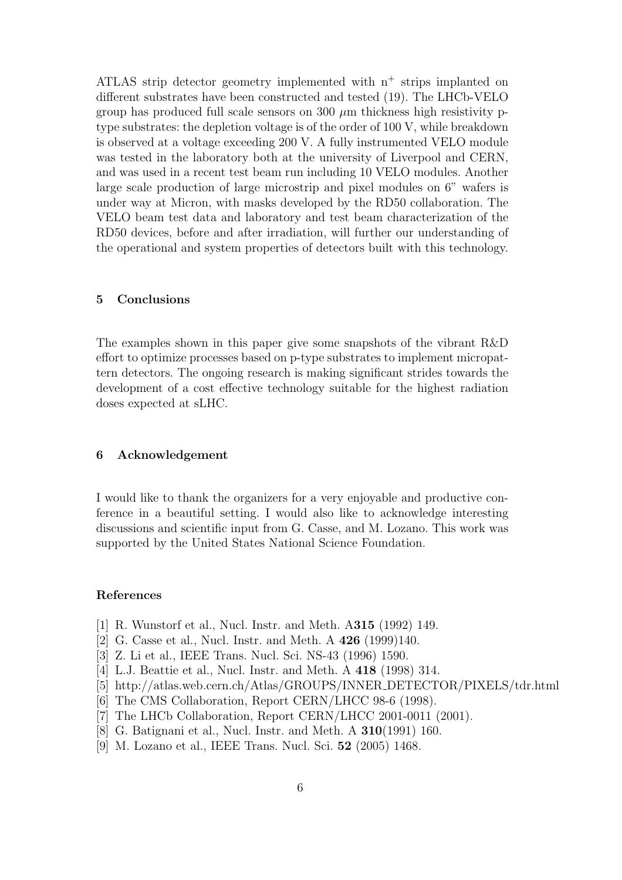ATLAS strip detector geometry implemented with $n^+$ strips implanted on different substrates have been constructed and tested (19). The LHCb-VELO group has produced full scale sensors on 300 $\mu$m thickness high resistivity p-type substrates: the depletion voltage is of the order of 100 V, while breakdown is observed at a voltage exceeding 200 V. A fully instrumented VELO module was tested in the laboratory both at the university of Liverpool and CERN, and was used in a recent test beam run including 10 VELO modules. Another large scale production of large microstrip and pixel modules on 6" wafers is under way at Micron, with masks developed by the RD50 collaboration. The VELO beam test data and laboratory and test beam characterization of the RD50 devices, before and after irradiation, will further our understanding of the operational and system properties of detectors built with this technology.

## 5 Conclusions

The examples shown in this paper give some snapshots of the vibrant R&D effort to optimize processes based on p-type substrates to implement micropattern detectors. The ongoing research is making significant strides towards the development of a cost effective technology suitable for the highest radiation doses expected at sLHC.

## 6 Acknowledgement

I would like to thank the organizers for a very enjoyable and productive conference in a beautiful setting. I would also like to acknowledge interesting discussions and scientific input from G. Casse, and M. Lozano. This work was supported by the United States National Science Foundation.

## References

[1] R. Wunstorf et al., Nucl. Instr. and Meth. A**315** (1992) 149.
[2] G. Casse et al., Nucl. Instr. and Meth. A **426** (1999)140.
[3] Z. Li et al., IEEE Trans. Nucl. Sci. NS-43 (1996) 1590.
[4] L.J. Beattie et al., Nucl. Instr. and Meth. A **418** (1998) 314.
[5] http://atlas.web.cern.ch/Atlas/GROUPS/INNER_DETECTOR/PIXELS/tdr.html
[6] The CMS Collaboration, Report CERN/LHCC 98-6 (1998).
[7] The LHCb Collaboration, Report CERN/LHCC 2001-0011 (2001).
[8] G. Batignani et al., Nucl. Instr. and Meth. A **310**(1991) 160.
[9] M. Lozano et al., IEEE Trans. Nucl. Sci. **52** (2005) 1468.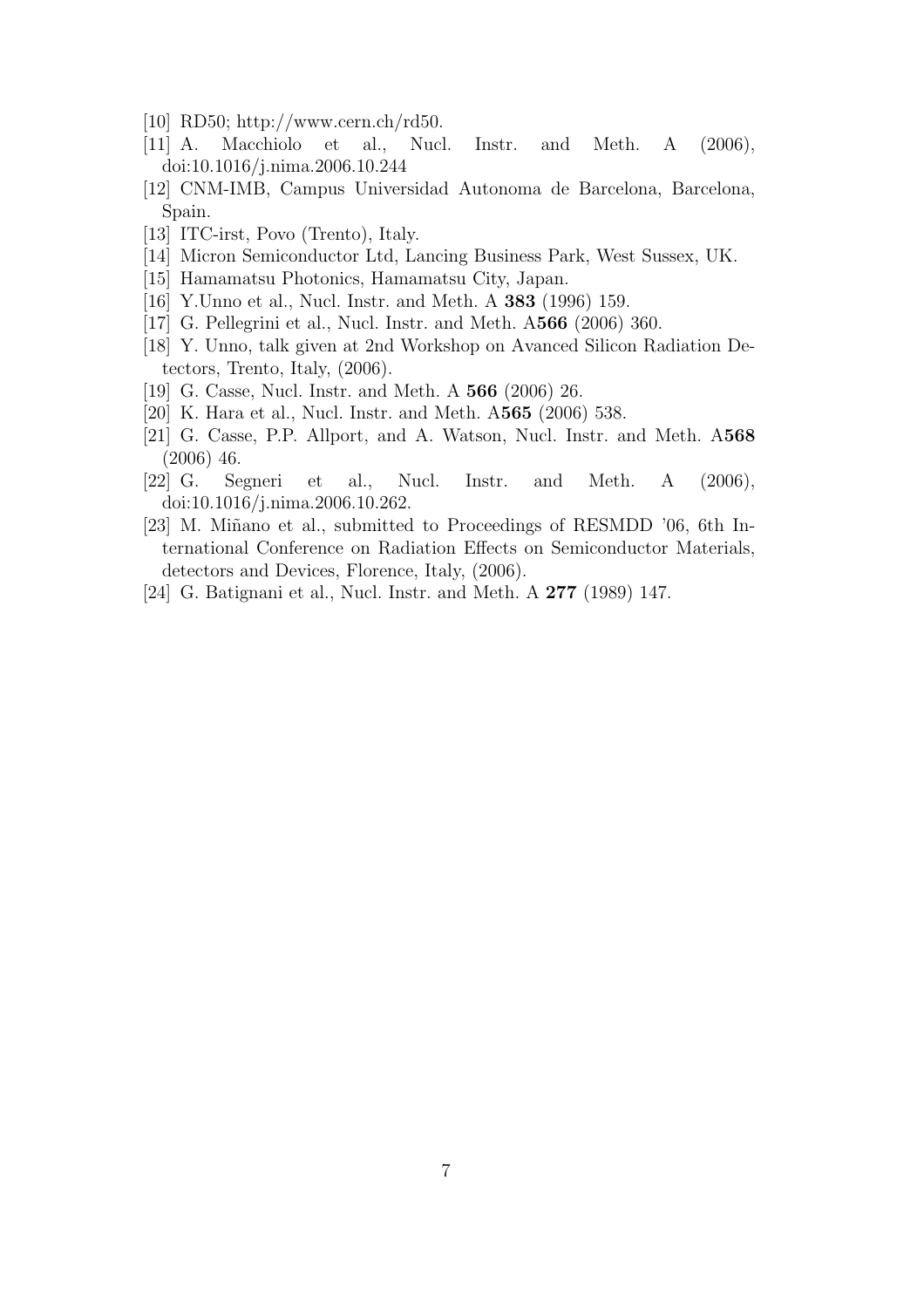[10] RD50; http://www.cern.ch/rd50.

[11] A. Macchiolo et al., Nucl. Instr. and Meth. A (2006), doi:10.1016/j.nima.2006.10.244

[12] CNM-IMB, Campus Universidad Autonoma de Barcelona, Barcelona, Spain.

[13] ITC-irst, Povo (Trento), Italy.

[14] Micron Semiconductor Ltd, Lancing Business Park, West Sussex, UK.

[15] Hamamatsu Photonics, Hamamatsu City, Japan.

[16] Y.Unno et al., Nucl. Instr. and Meth. A **383** (1996) 159.

[17] G. Pellegrini et al., Nucl. Instr. and Meth. A**566** (2006) 360.

[18] Y. Unno, talk given at 2nd Workshop on Avanced Silicon Radiation Detectors, Trento, Italy, (2006).

[19] G. Casse, Nucl. Instr. and Meth. A **566** (2006) 26.

[20] K. Hara et al., Nucl. Instr. and Meth. A**565** (2006) 538.

[21] G. Casse, P.P. Allport, and A. Watson, Nucl. Instr. and Meth. A**568** (2006) 46.

[22] G. Segneri et al., Nucl. Instr. and Meth. A (2006), doi:10.1016/j.nima.2006.10.262.

[23] M. Miñano et al., submitted to Proceedings of RESMDD '06, 6th International Conference on Radiation Effects on Semiconductor Materials, detectors and Devices, Florence, Italy, (2006).

[24] G. Batignani et al., Nucl. Instr. and Meth. A **277** (1989) 147.